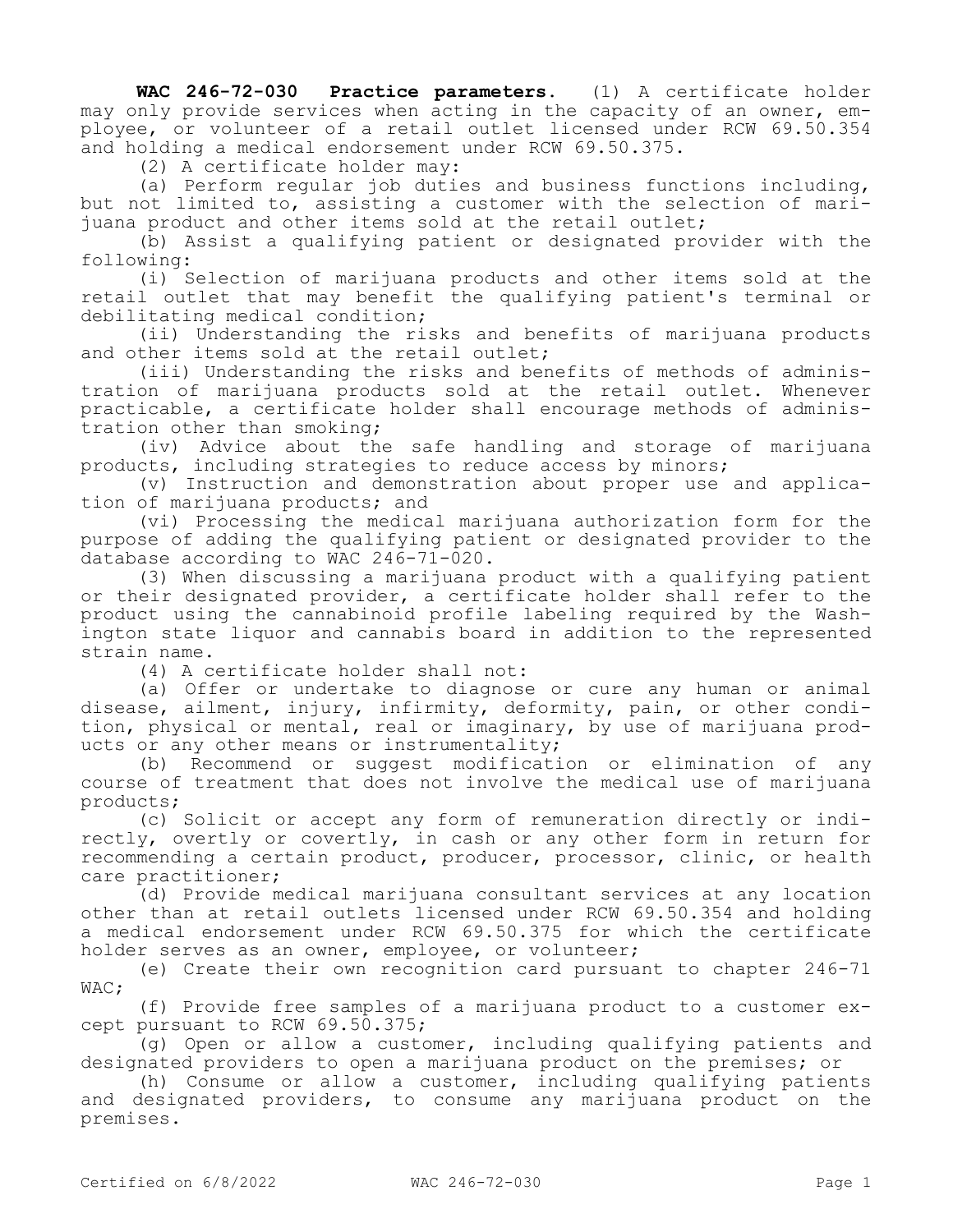**WAC 246-72-030 Practice parameters.** (1) A certificate holder may only provide services when acting in the capacity of an owner, employee, or volunteer of a retail outlet licensed under RCW 69.50.354 and holding a medical endorsement under RCW 69.50.375.

(2) A certificate holder may:

(a) Perform regular job duties and business functions including, but not limited to, assisting a customer with the selection of marijuana product and other items sold at the retail outlet;

(b) Assist a qualifying patient or designated provider with the following:

(i) Selection of marijuana products and other items sold at the retail outlet that may benefit the qualifying patient's terminal or debilitating medical condition;

(ii) Understanding the risks and benefits of marijuana products and other items sold at the retail outlet;

(iii) Understanding the risks and benefits of methods of administration of marijuana products sold at the retail outlet. Whenever practicable, a certificate holder shall encourage methods of administration other than smoking;

(iv) Advice about the safe handling and storage of marijuana products, including strategies to reduce access by minors;

(v) Instruction and demonstration about proper use and application of marijuana products; and

(vi) Processing the medical marijuana authorization form for the purpose of adding the qualifying patient or designated provider to the database according to WAC 246-71-020.

(3) When discussing a marijuana product with a qualifying patient or their designated provider, a certificate holder shall refer to the product using the cannabinoid profile labeling required by the Washington state liquor and cannabis board in addition to the represented strain name.

(4) A certificate holder shall not:

(a) Offer or undertake to diagnose or cure any human or animal disease, ailment, injury, infirmity, deformity, pain, or other condition, physical or mental, real or imaginary, by use of marijuana products or any other means or instrumentality;

(b) Recommend or suggest modification or elimination of any course of treatment that does not involve the medical use of marijuana products;

(c) Solicit or accept any form of remuneration directly or indirectly, overtly or covertly, in cash or any other form in return for recommending a certain product, producer, processor, clinic, or health care practitioner;

(d) Provide medical marijuana consultant services at any location other than at retail outlets licensed under RCW 69.50.354 and holding a medical endorsement under RCW 69.50.375 for which the certificate holder serves as an owner, employee, or volunteer;

(e) Create their own recognition card pursuant to chapter 246-71 WAC;

(f) Provide free samples of a marijuana product to a customer except pursuant to RCW 69.50.375;

(g) Open or allow a customer, including qualifying patients and designated providers to open a marijuana product on the premises; or

(h) Consume or allow a customer, including qualifying patients and designated providers, to consume any marijuana product on the premises.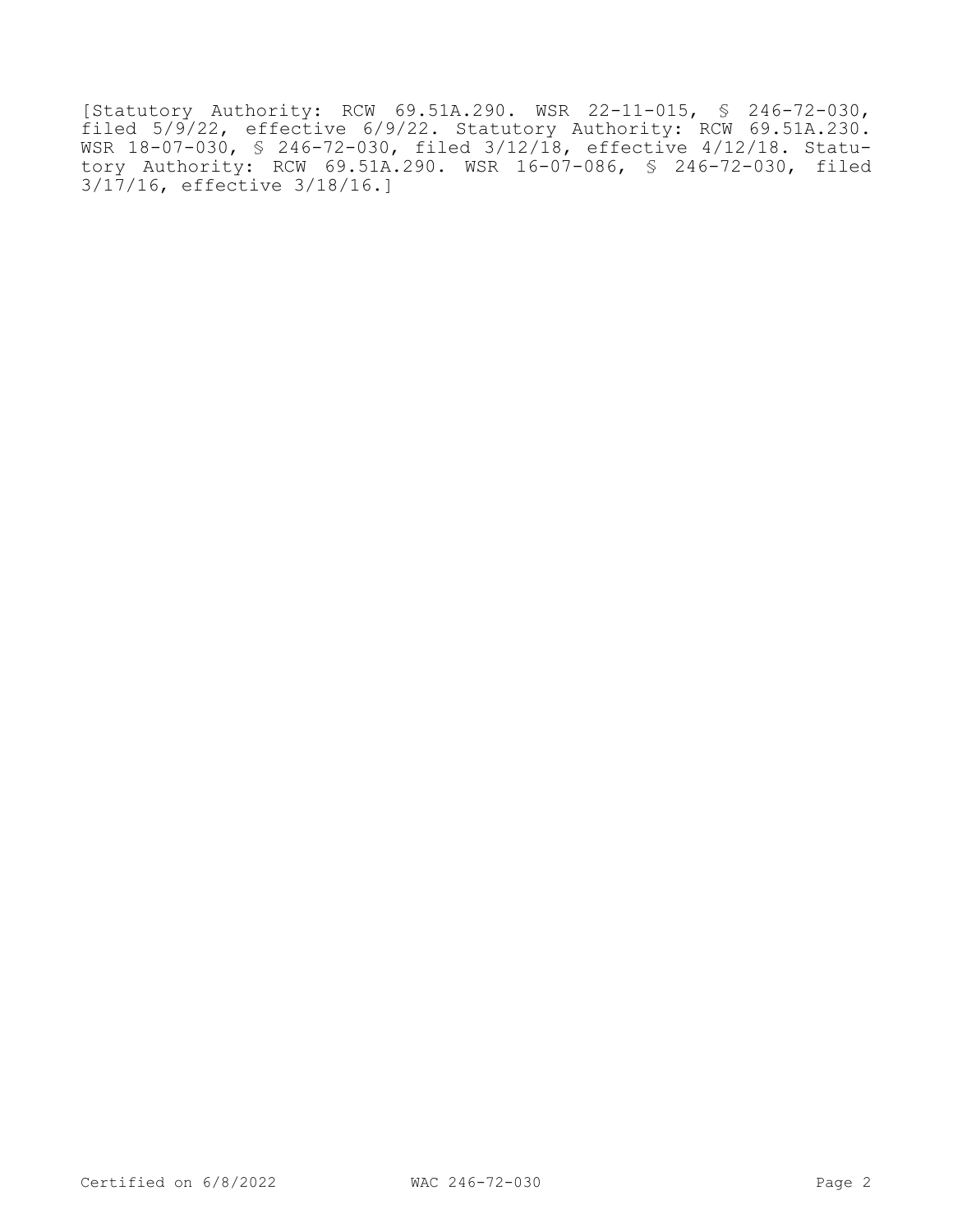[Statutory Authority: RCW 69.51A.290. WSR 22-11-015, § 246-72-030, filed 5/9/22, effective 6/9/22. Statutory Authority: RCW 69.51A.230. WSR 18-07-030, § 246-72-030, filed 3/12/18, effective 4/12/18. Statutory Authority: RCW 69.51A.290. WSR 16-07-086, § 246-72-030, filed 3/17/16, effective 3/18/16.]